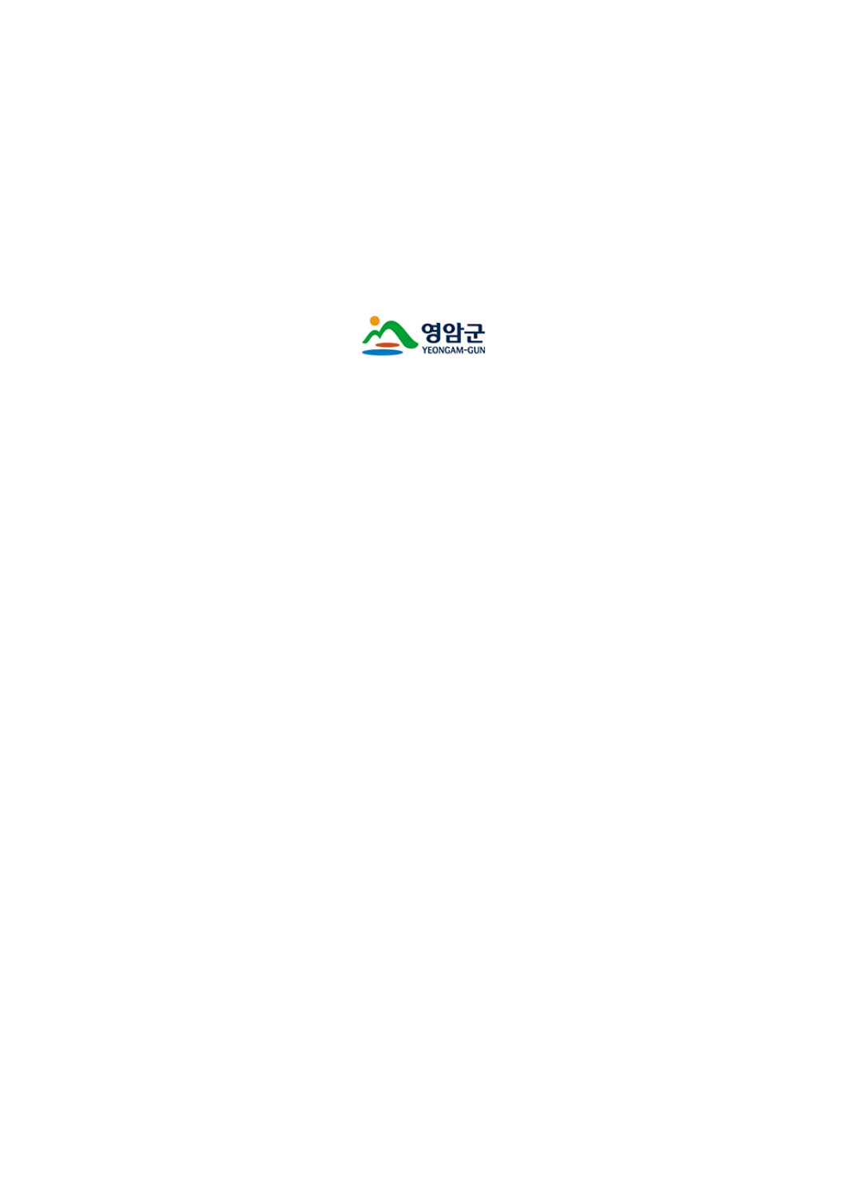영암군

YEONGAM-GUN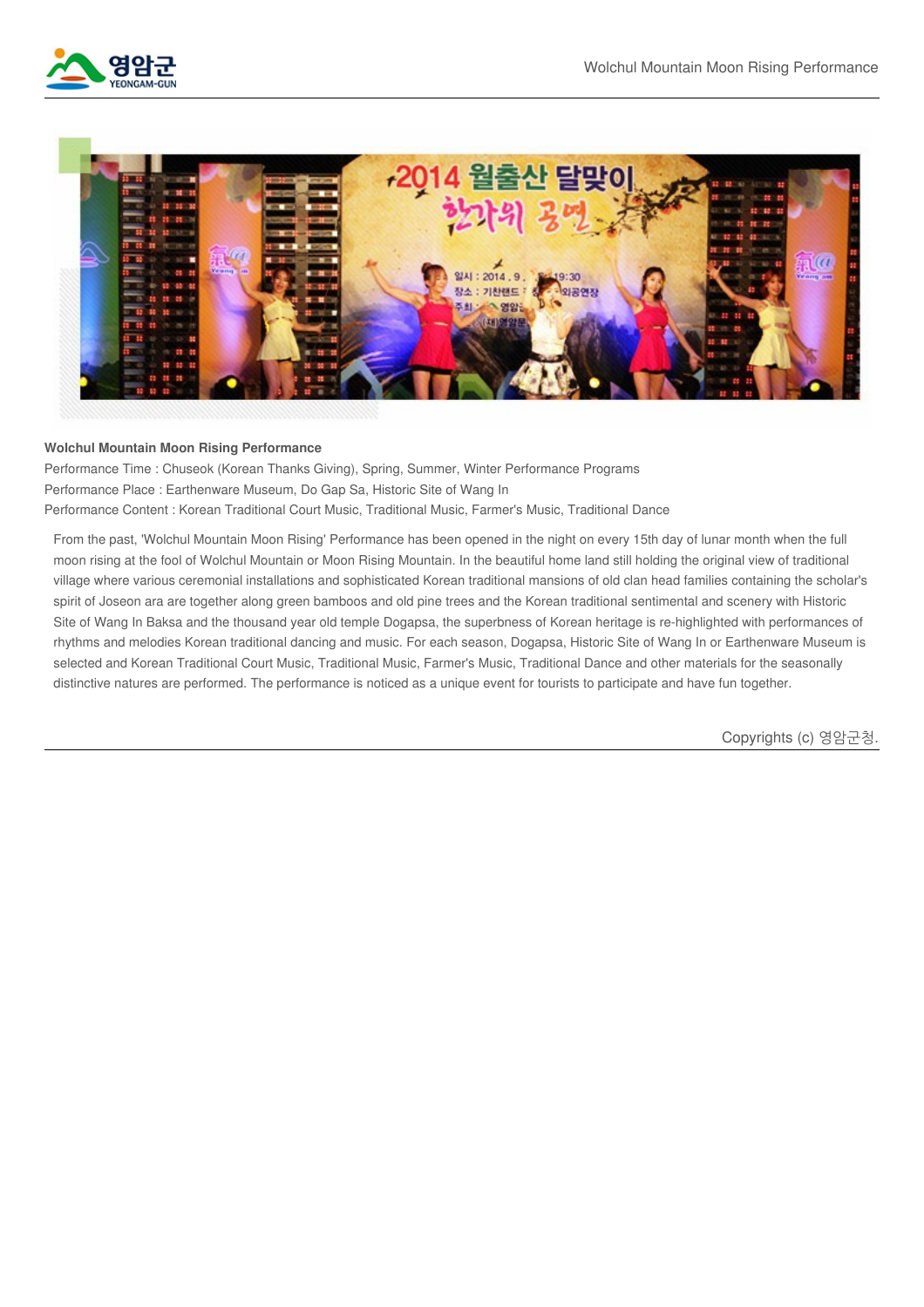**Wolchul Mountain Moon Rising Performance**

Performance Time : Chuseok (Korean Thanks Giving), Spring, Summer, Winter Performance Programs
Performance Place : Earthenware Museum, Do Gap Sa, Historic Site of Wang In
Performance Content : Korean Traditional Court Music, Traditional Music, Farmer's Music, Traditional Dance

From the past, 'Wolchul Mountain Moon Rising' Performance has been opened in the night on every 15th day of lunar month when the full moon rising at the fool of Wolchul Mountain or Moon Rising Mountain. In the beautiful home land still holding the original view of traditional village where various ceremonial installations and sophisticated Korean traditional mansions of old clan head families containing the scholar's spirit of Joseon ara are together along green bamboos and old pine trees and the Korean traditional sentimental and scenery with Historic Site of Wang In Baksa and the thousand year old temple Dogapsa, the superbness of Korean heritage is re-highlighted with performances of rhythms and melodies Korean traditional dancing and music. For each season, Dogapsa, Historic Site of Wang In or Earthenware Museum is selected and Korean Traditional Court Music, Traditional Music, Farmer's Music, Traditional Dance and other materials for the seasonally distinctive natures are performed. The performance is noticed as a unique event for tourists to participate and have fun together.

Copyrights (c) 영암군청.